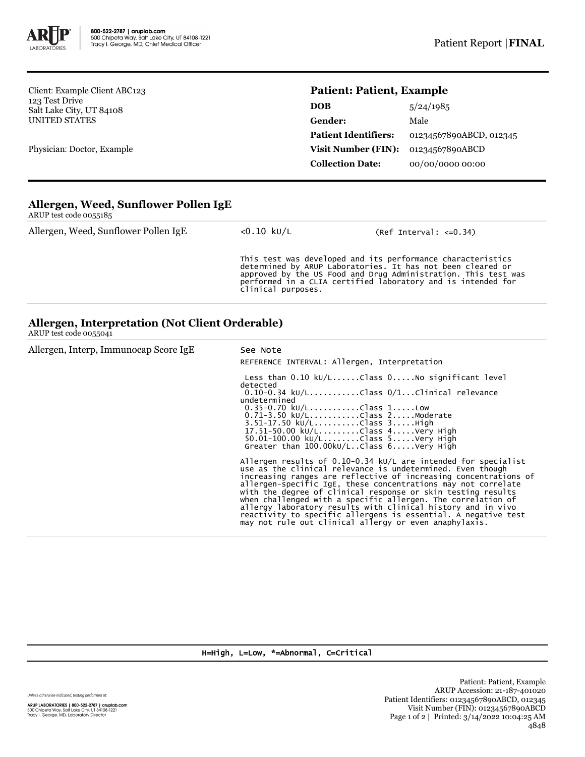Client: Example Client ABC123
123 Test Drive
Salt Lake City, UT 84108
UNITED STATES

Physician: Doctor, Example

## Patient: Patient, Example

| | |
|---|---|
| **DOB** | 5/24/1985 |
| **Gender:** | Male |
| **Patient Identifiers:** | 01234567890ABCD, 012345 |
| **Visit Number (FIN):** | 01234567890ABCD |
| **Collection Date:** | 00/00/0000 00:00 |

### Allergen, Weed, Sunflower Pollen IgE

ARUP test code 0055185

| | | |
|---|---|---|
| Allergen, Weed, Sunflower Pollen IgE | <0.10 kU/L | (Ref Interval: <=0.34) |

This test was developed and its performance characteristics determined by ARUP Laboratories. It has not been cleared or approved by the US Food and Drug Administration. This test was performed in a CLIA certified laboratory and is intended for clinical purposes.

### Allergen, Interpretation (Not Client Orderable)

ARUP test code 0055041

Allergen, Interp, Immunocap Score IgE — See Note

```
REFERENCE INTERVAL: Allergen, Interpretation

 Less than 0.10 kU/L......Class 0.....No significant level detected
 0.10-0.34 kU/L...........Class 0/1...Clinical relevance undetermined
 0.35-0.70 kU/L...........Class 1.....Low
 0.71-3.50 kU/L...........Class 2.....Moderate
 3.51-17.50 kU/L..........Class 3.....High
 17.51-50.00 kU/L.........Class 4.....Very High
 50.01-100.00 kU/L........Class 5.....Very High
 Greater than 100.00kU/L..Class 6.....Very High
```

Allergen results of 0.10-0.34 kU/L are intended for specialist use as the clinical relevance is undetermined. Even though increasing ranges are reflective of increasing concentrations of allergen-specific IgE, these concentrations may not correlate with the degree of clinical response or skin testing results when challenged with a specific allergen. The correlation of allergy laboratory results with clinical history and in vivo reactivity to specific allergens is essential. A negative test may not rule out clinical allergy or even anaphylaxis.

H=High, L=Low, *=Abnormal, C=Critical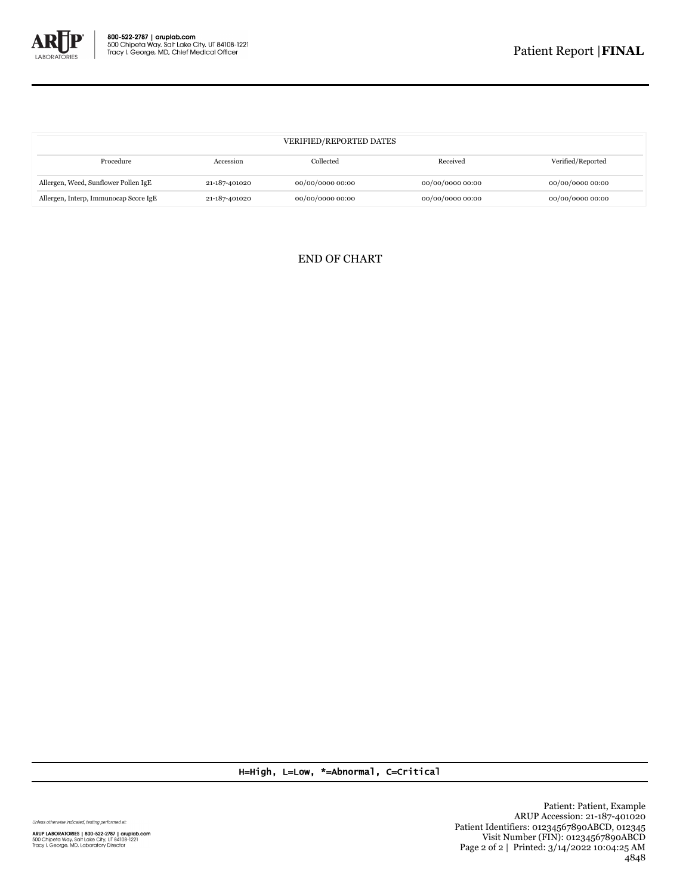| VERIFIED/REPORTED DATES | | | | |
|---|---|---|---|---|
| Procedure | Accession | Collected | Received | Verified/Reported |
| Allergen, Weed, Sunflower Pollen IgE | 21-187-401020 | 00/00/0000 00:00 | 00/00/0000 00:00 | 00/00/0000 00:00 |
| Allergen, Interp, Immunocap Score IgE | 21-187-401020 | 00/00/0000 00:00 | 00/00/0000 00:00 | 00/00/0000 00:00 |

END OF CHART

H=High, L=Low, *=Abnormal, C=Critical

*Unless otherwise indicated, testing performed at:*

**ARUP LABORATORIES | 800-522-2787 | aruplab.com**
500 Chipeta Way, Salt Lake City, UT 84108-1221
Tracy I. George, MD, Laboratory Director

Patient: Patient, Example
ARUP Accession: 21-187-401020
Patient Identifiers: 01234567890ABCD, 012345
Visit Number (FIN): 01234567890ABCD
Printed: 3/14/2022 10:04:25 AM
4848